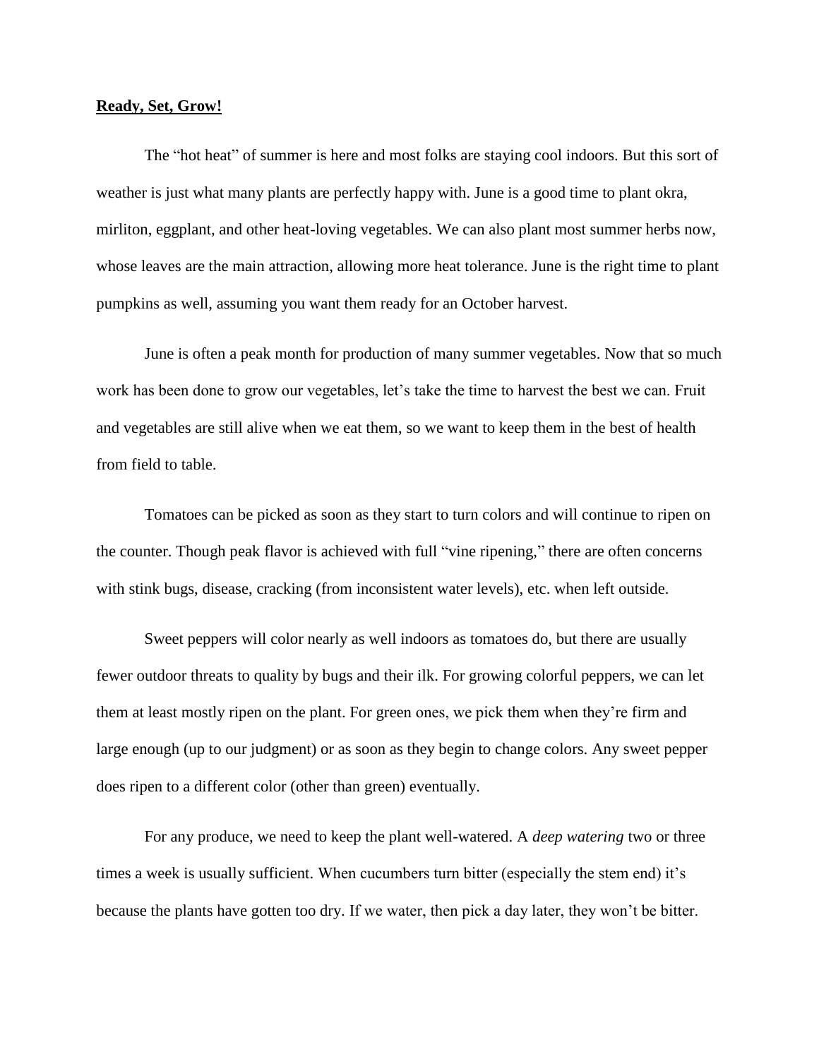**Ready, Set, Grow!**

The "hot heat" of summer is here and most folks are staying cool indoors. But this sort of weather is just what many plants are perfectly happy with. June is a good time to plant okra, mirliton, eggplant, and other heat-loving vegetables. We can also plant most summer herbs now, whose leaves are the main attraction, allowing more heat tolerance. June is the right time to plant pumpkins as well, assuming you want them ready for an October harvest.

June is often a peak month for production of many summer vegetables. Now that so much work has been done to grow our vegetables, let's take the time to harvest the best we can. Fruit and vegetables are still alive when we eat them, so we want to keep them in the best of health from field to table.

Tomatoes can be picked as soon as they start to turn colors and will continue to ripen on the counter. Though peak flavor is achieved with full "vine ripening," there are often concerns with stink bugs, disease, cracking (from inconsistent water levels), etc. when left outside.

Sweet peppers will color nearly as well indoors as tomatoes do, but there are usually fewer outdoor threats to quality by bugs and their ilk. For growing colorful peppers, we can let them at least mostly ripen on the plant. For green ones, we pick them when they're firm and large enough (up to our judgment) or as soon as they begin to change colors. Any sweet pepper does ripen to a different color (other than green) eventually.

For any produce, we need to keep the plant well-watered. A *deep watering* two or three times a week is usually sufficient. When cucumbers turn bitter (especially the stem end) it's because the plants have gotten too dry. If we water, then pick a day later, they won't be bitter.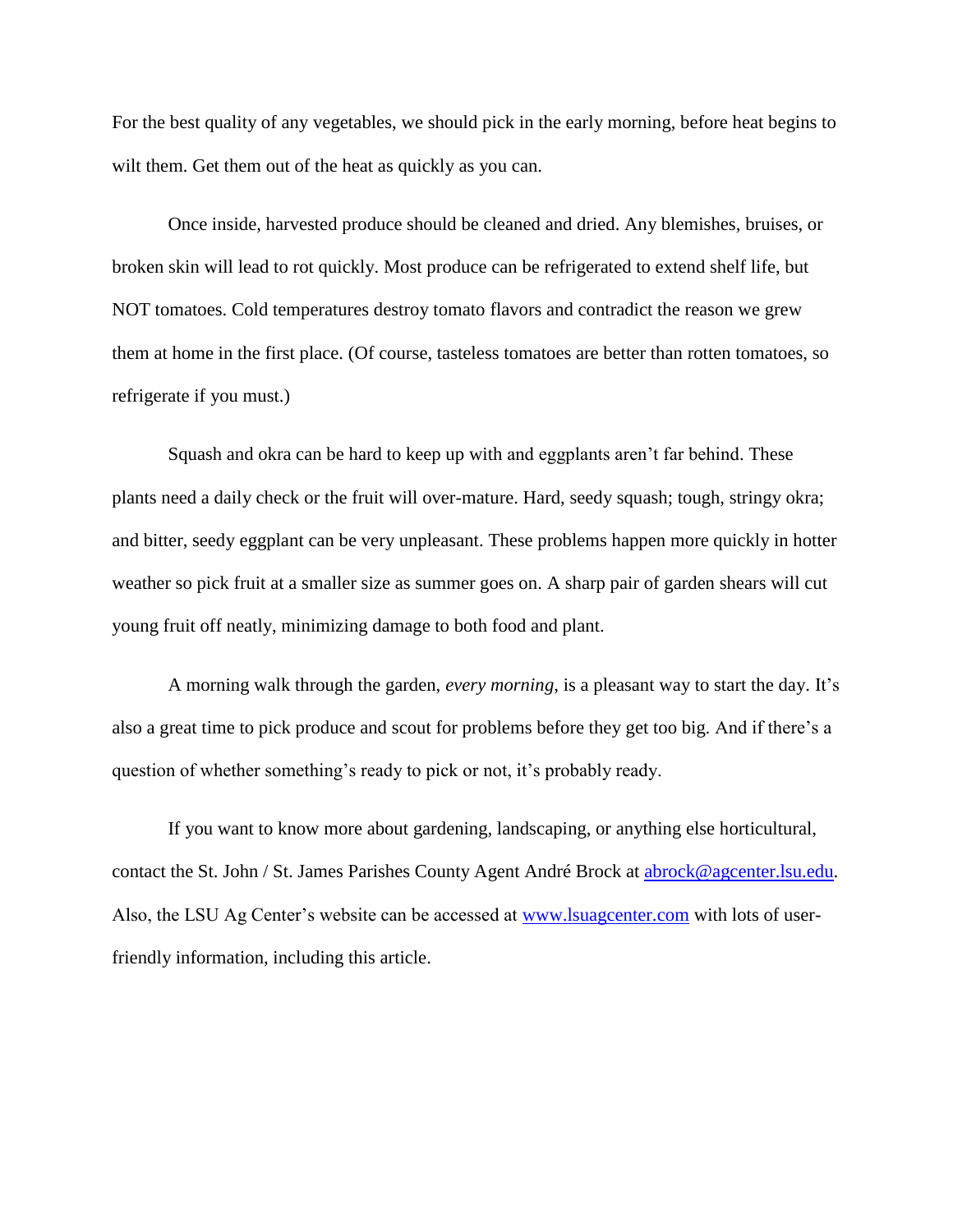For the best quality of any vegetables, we should pick in the early morning, before heat begins to wilt them. Get them out of the heat as quickly as you can.

Once inside, harvested produce should be cleaned and dried. Any blemishes, bruises, or broken skin will lead to rot quickly. Most produce can be refrigerated to extend shelf life, but NOT tomatoes. Cold temperatures destroy tomato flavors and contradict the reason we grew them at home in the first place. (Of course, tasteless tomatoes are better than rotten tomatoes, so refrigerate if you must.)

Squash and okra can be hard to keep up with and eggplants aren't far behind. These plants need a daily check or the fruit will over-mature. Hard, seedy squash; tough, stringy okra; and bitter, seedy eggplant can be very unpleasant. These problems happen more quickly in hotter weather so pick fruit at a smaller size as summer goes on. A sharp pair of garden shears will cut young fruit off neatly, minimizing damage to both food and plant.

A morning walk through the garden, *every morning*, is a pleasant way to start the day. It's also a great time to pick produce and scout for problems before they get too big. And if there's a question of whether something's ready to pick or not, it's probably ready.

If you want to know more about gardening, landscaping, or anything else horticultural, contact the St. John / St. James Parishes County Agent André Brock at [abrock@agcenter.lsu.edu](mailto:abrock@agcenter.lsu.edu). Also, the LSU Ag Center's website can be accessed at [www.lsuagcenter.com](http://www.lsuagcenter.com) with lots of user-friendly information, including this article.